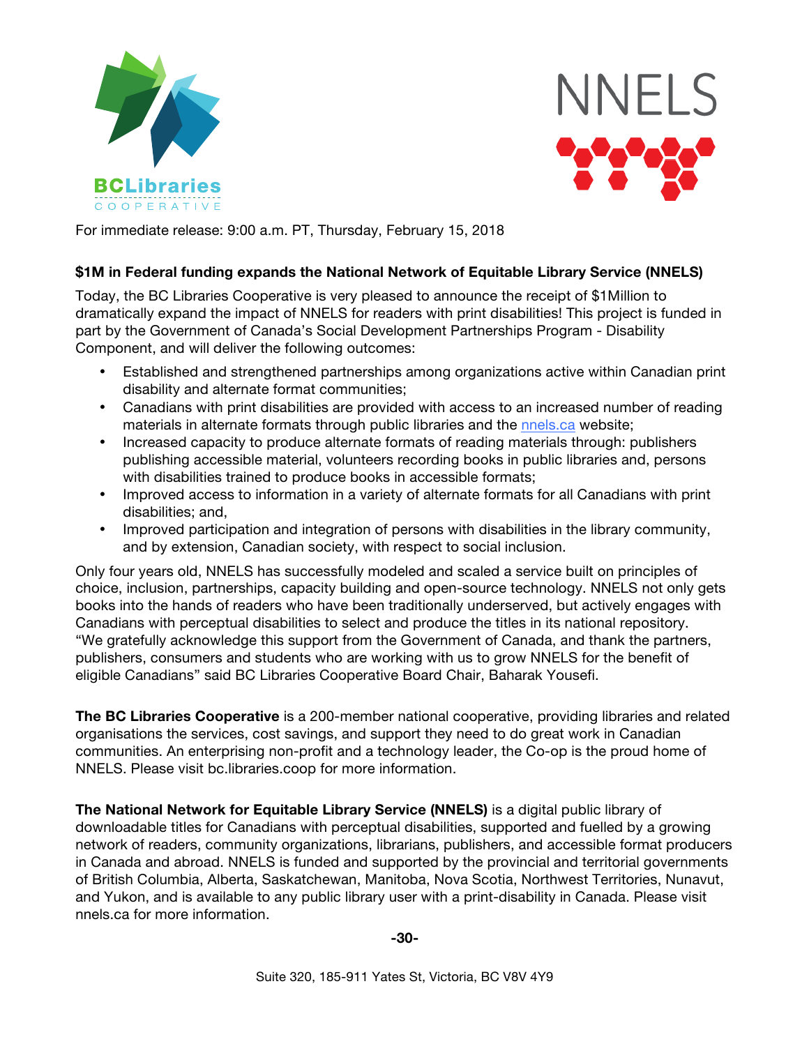For immediate release: 9:00 a.m. PT, Thursday, February 15, 2018

**$1M in Federal funding expands the National Network of Equitable Library Service (NNELS)**

Today, the BC Libraries Cooperative is very pleased to announce the receipt of $1Million to dramatically expand the impact of NNELS for readers with print disabilities! This project is funded in part by the Government of Canada's Social Development Partnerships Program - Disability Component, and will deliver the following outcomes:

- Established and strengthened partnerships among organizations active within Canadian print disability and alternate format communities;
- Canadians with print disabilities are provided with access to an increased number of reading materials in alternate formats through public libraries and the nnels.ca website;
- Increased capacity to produce alternate formats of reading materials through: publishers publishing accessible material, volunteers recording books in public libraries and, persons with disabilities trained to produce books in accessible formats;
- Improved access to information in a variety of alternate formats for all Canadians with print disabilities; and,
- Improved participation and integration of persons with disabilities in the library community, and by extension, Canadian society, with respect to social inclusion.

Only four years old, NNELS has successfully modeled and scaled a service built on principles of choice, inclusion, partnerships, capacity building and open-source technology. NNELS not only gets books into the hands of readers who have been traditionally underserved, but actively engages with Canadians with perceptual disabilities to select and produce the titles in its national repository. "We gratefully acknowledge this support from the Government of Canada, and thank the partners, publishers, consumers and students who are working with us to grow NNELS for the benefit of eligible Canadians" said BC Libraries Cooperative Board Chair, Baharak Yousefi.

**The BC Libraries Cooperative** is a 200-member national cooperative, providing libraries and related organisations the services, cost savings, and support they need to do great work in Canadian communities. An enterprising non-profit and a technology leader, the Co-op is the proud home of NNELS. Please visit bc.libraries.coop for more information.

**The National Network for Equitable Library Service (NNELS)** is a digital public library of downloadable titles for Canadians with perceptual disabilities, supported and fuelled by a growing network of readers, community organizations, librarians, publishers, and accessible format producers in Canada and abroad. NNELS is funded and supported by the provincial and territorial governments of British Columbia, Alberta, Saskatchewan, Manitoba, Nova Scotia, Northwest Territories, Nunavut, and Yukon, and is available to any public library user with a print-disability in Canada. Please visit nnels.ca for more information.

**-30-**

Suite 320, 185-911 Yates St, Victoria, BC V8V 4Y9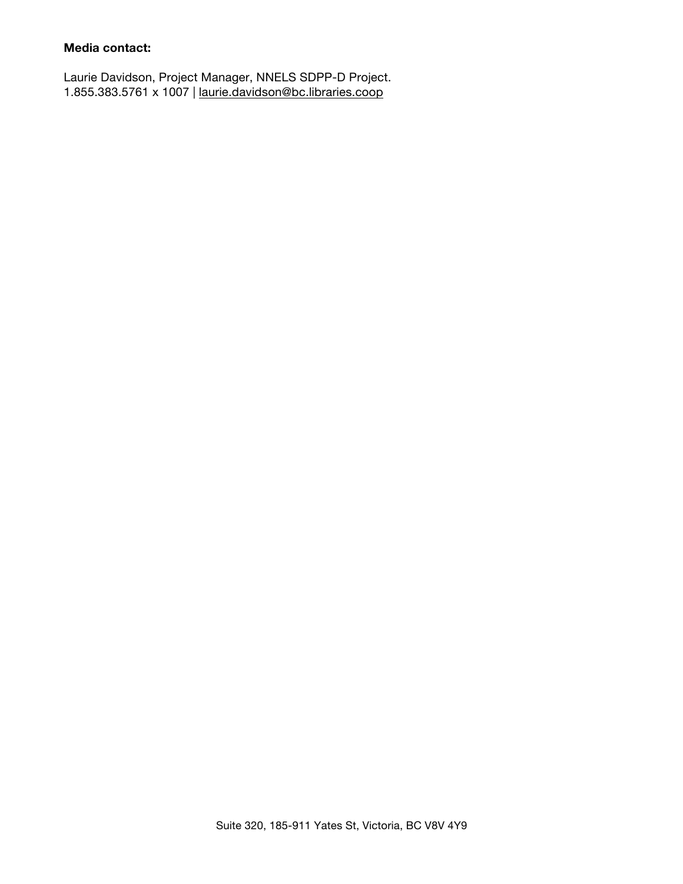**Media contact:**

Laurie Davidson, Project Manager, NNELS SDPP-D Project.
1.855.383.5761 x 1007 | laurie.davidson@bc.libraries.coop

Suite 320, 185-911 Yates St, Victoria, BC V8V 4Y9